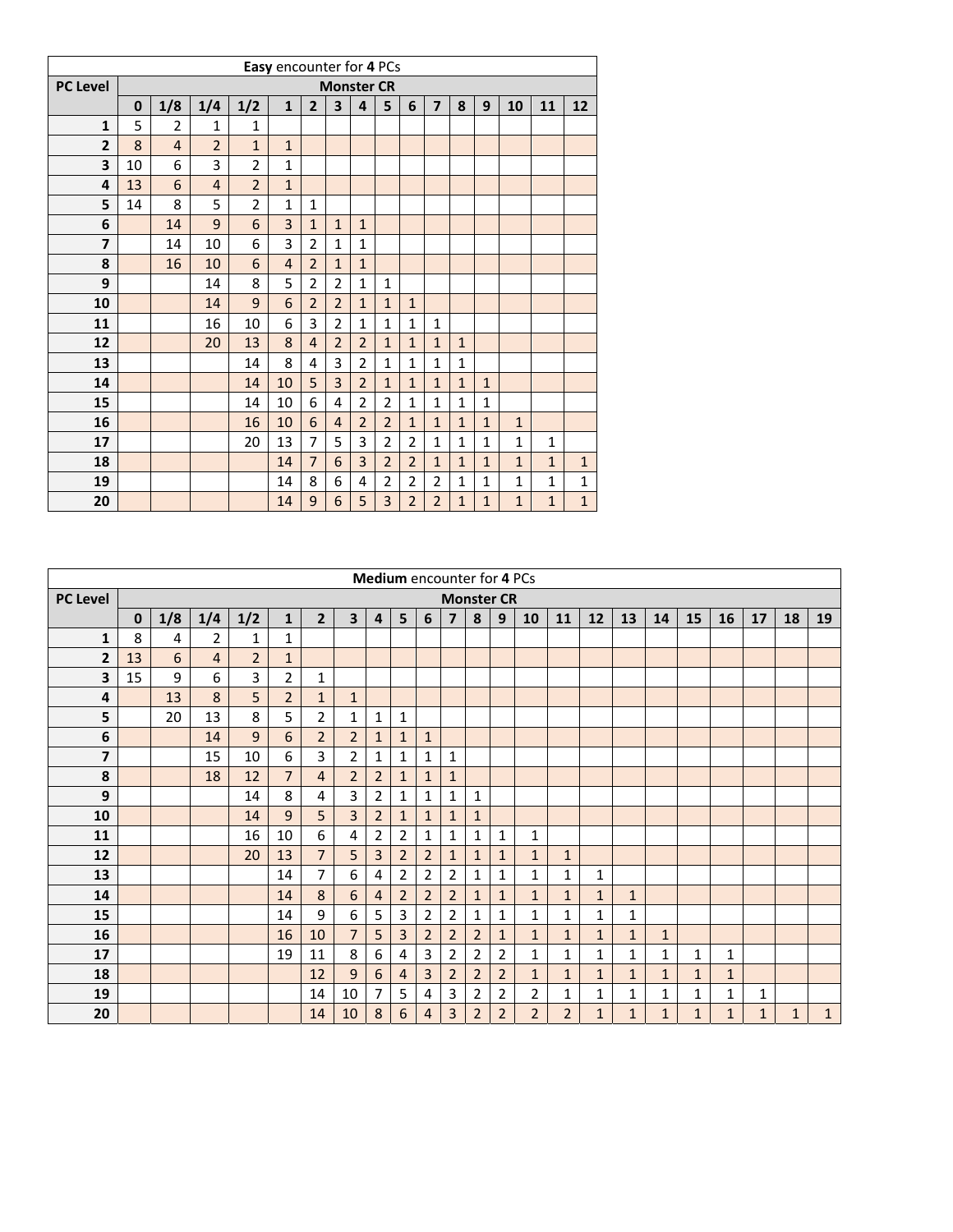| Easy encounter for 4 PCs | | | | | | | | | | | | | | | | |
|---|---|---|---|---|---|---|---|---|---|---|---|---|---|---|---|---|
| PC Level | Monster CR | | | | | | | | | | | | | | | |
| | 0 | 1/8 | 1/4 | 1/2 | 1 | 2 | 3 | 4 | 5 | 6 | 7 | 8 | 9 | 10 | 11 | 12 |
| 1 | 5 | 2 | 1 | 1 | | | | | | | | | | | | |
| 2 | 8 | 4 | 2 | 1 | 1 | | | | | | | | | | | |
| 3 | 10 | 6 | 3 | 2 | 1 | | | | | | | | | | | |
| 4 | 13 | 6 | 4 | 2 | 1 | | | | | | | | | | | |
| 5 | 14 | 8 | 5 | 2 | 1 | 1 | | | | | | | | | | |
| 6 | | 14 | 9 | 6 | 3 | 1 | 1 | 1 | | | | | | | | |
| 7 | | 14 | 10 | 6 | 3 | 2 | 1 | 1 | | | | | | | | |
| 8 | | 16 | 10 | 6 | 4 | 2 | 1 | 1 | | | | | | | | |
| 9 | | | 14 | 8 | 5 | 2 | 2 | 1 | 1 | | | | | | | |
| 10 | | | 14 | 9 | 6 | 2 | 2 | 1 | 1 | 1 | | | | | | |
| 11 | | | 16 | 10 | 6 | 3 | 2 | 1 | 1 | 1 | 1 | | | | | |
| 12 | | | 20 | 13 | 8 | 4 | 2 | 2 | 1 | 1 | 1 | 1 | | | | |
| 13 | | | | 14 | 8 | 4 | 3 | 2 | 1 | 1 | 1 | 1 | | | | |
| 14 | | | | 14 | 10 | 5 | 3 | 2 | 1 | 1 | 1 | 1 | 1 | | | |
| 15 | | | | 14 | 10 | 6 | 4 | 2 | 2 | 1 | 1 | 1 | 1 | | | |
| 16 | | | | 16 | 10 | 6 | 4 | 2 | 2 | 1 | 1 | 1 | 1 | 1 | | |
| 17 | | | | 20 | 13 | 7 | 5 | 3 | 2 | 2 | 1 | 1 | 1 | 1 | 1 | |
| 18 | | | | | 14 | 7 | 6 | 3 | 2 | 2 | 1 | 1 | 1 | 1 | 1 | 1 |
| 19 | | | | | 14 | 8 | 6 | 4 | 2 | 2 | 2 | 1 | 1 | 1 | 1 | 1 |
| 20 | | | | | 14 | 9 | 6 | 5 | 3 | 2 | 2 | 1 | 1 | 1 | 1 | 1 |

| Medium encounter for 4 PCs | | | | | | | | | | | | | | | | | | | | | | | |
|---|---|---|---|---|---|---|---|---|---|---|---|---|---|---|---|---|---|---|---|---|---|---|---|
| PC Level | Monster CR | | | | | | | | | | | | | | | | | | | | | | |
| | 0 | 1/8 | 1/4 | 1/2 | 1 | 2 | 3 | 4 | 5 | 6 | 7 | 8 | 9 | 10 | 11 | 12 | 13 | 14 | 15 | 16 | 17 | 18 | 19 |
| 1 | 8 | 4 | 2 | 1 | 1 | | | | | | | | | | | | | | | | | | |
| 2 | 13 | 6 | 4 | 2 | 1 | | | | | | | | | | | | | | | | | | |
| 3 | 15 | 9 | 6 | 3 | 2 | 1 | | | | | | | | | | | | | | | | | |
| 4 | | 13 | 8 | 5 | 2 | 1 | 1 | | | | | | | | | | | | | | | | |
| 5 | | 20 | 13 | 8 | 5 | 2 | 1 | 1 | 1 | | | | | | | | | | | | | | |
| 6 | | | 14 | 9 | 6 | 2 | 2 | 1 | 1 | 1 | | | | | | | | | | | | | |
| 7 | | | 15 | 10 | 6 | 3 | 2 | 1 | 1 | 1 | 1 | | | | | | | | | | | | |
| 8 | | | 18 | 12 | 7 | 4 | 2 | 2 | 1 | 1 | 1 | | | | | | | | | | | | |
| 9 | | | | 14 | 8 | 4 | 3 | 2 | 1 | 1 | 1 | 1 | | | | | | | | | | | |
| 10 | | | | 14 | 9 | 5 | 3 | 2 | 1 | 1 | 1 | 1 | | | | | | | | | | | |
| 11 | | | | 16 | 10 | 6 | 4 | 2 | 2 | 1 | 1 | 1 | 1 | 1 | | | | | | | | | |
| 12 | | | | 20 | 13 | 7 | 5 | 3 | 2 | 2 | 1 | 1 | 1 | 1 | 1 | | | | | | | | |
| 13 | | | | | 14 | 7 | 6 | 4 | 2 | 2 | 2 | 1 | 1 | 1 | 1 | 1 | | | | | | | |
| 14 | | | | | 14 | 8 | 6 | 4 | 2 | 2 | 2 | 1 | 1 | 1 | 1 | 1 | 1 | | | | | | |
| 15 | | | | | 14 | 9 | 6 | 5 | 3 | 2 | 2 | 1 | 1 | 1 | 1 | 1 | 1 | | | | | | |
| 16 | | | | | 16 | 10 | 7 | 5 | 3 | 2 | 2 | 2 | 1 | 1 | 1 | 1 | 1 | 1 | | | | | |
| 17 | | | | | 19 | 11 | 8 | 6 | 4 | 3 | 2 | 2 | 2 | 1 | 1 | 1 | 1 | 1 | 1 | 1 | | | |
| 18 | | | | | | 12 | 9 | 6 | 4 | 3 | 2 | 2 | 2 | 1 | 1 | 1 | 1 | 1 | 1 | 1 | | | |
| 19 | | | | | | 14 | 10 | 7 | 5 | 4 | 3 | 2 | 2 | 2 | 1 | 1 | 1 | 1 | 1 | 1 | 1 | | |
| 20 | | | | | | 14 | 10 | 8 | 6 | 4 | 3 | 2 | 2 | 2 | 2 | 1 | 1 | 1 | 1 | 1 | 1 | 1 | 1 |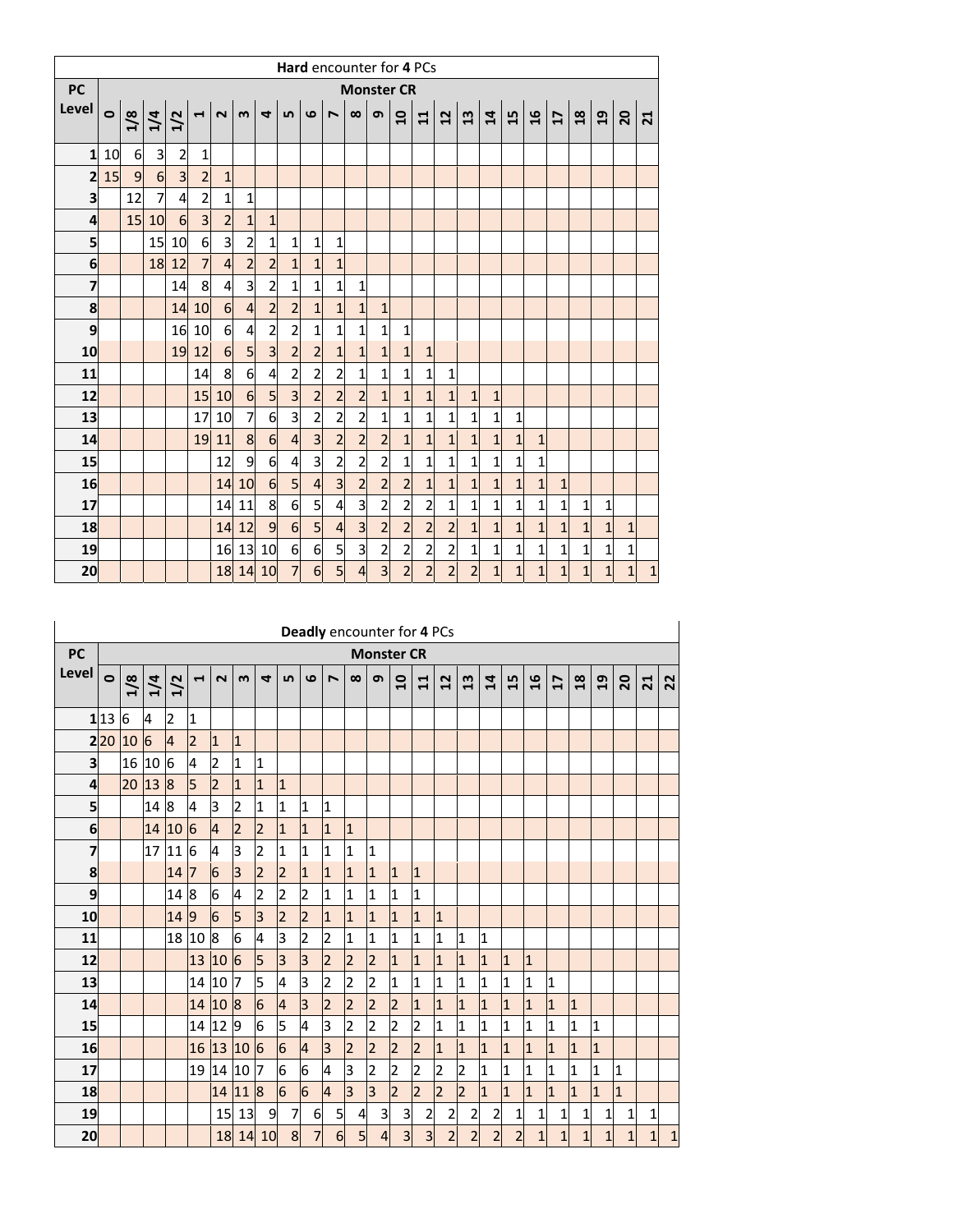| Hard encounter for 4 PCs | | | | | | | | | | | | | | | | | | | | | | | | | |
|---|---|---|---|---|---|---|---|---|---|---|---|---|---|---|---|---|---|---|---|---|---|---|---|---|---|
| PC Level | Monster CR | | | | | | | | | | | | | | | | | | | | | | | | |
| | 0 | 1/8 | 1/4 | 1/2 | 1 | 2 | 3 | 4 | 5 | 6 | 7 | 8 | 9 | 10 | 11 | 12 | 13 | 14 | 15 | 16 | 17 | 18 | 19 | 20 | 21 |
| 1 | 10 | 6 | 3 | 2 | 1 | | | | | | | | | | | | | | | | | | | | |
| 2 | 15 | 9 | 6 | 3 | 2 | 1 | | | | | | | | | | | | | | | | | | | |
| 3 | | 12 | 7 | 4 | 2 | 1 | 1 | | | | | | | | | | | | | | | | | | |
| 4 | | 15 | 10 | 6 | 3 | 2 | 1 | 1 | | | | | | | | | | | | | | | | | |
| 5 | | | 15 | 10 | 6 | 3 | 2 | 1 | 1 | 1 | 1 | | | | | | | | | | | | | | |
| 6 | | | 18 | 12 | 7 | 4 | 2 | 2 | 1 | 1 | 1 | | | | | | | | | | | | | | |
| 7 | | | | 14 | 8 | 4 | 3 | 2 | 1 | 1 | 1 | 1 | | | | | | | | | | | | | |
| 8 | | | | 14 | 10 | 6 | 4 | 2 | 2 | 1 | 1 | 1 | 1 | | | | | | | | | | | | |
| 9 | | | | 16 | 10 | 6 | 4 | 2 | 2 | 1 | 1 | 1 | 1 | 1 | | | | | | | | | | | |
| 10 | | | | 19 | 12 | 6 | 5 | 3 | 2 | 2 | 1 | 1 | 1 | 1 | 1 | | | | | | | | | | |
| 11 | | | | | 14 | 8 | 6 | 4 | 2 | 2 | 2 | 1 | 1 | 1 | 1 | 1 | | | | | | | | | |
| 12 | | | | | 15 | 10 | 6 | 5 | 3 | 2 | 2 | 2 | 1 | 1 | 1 | 1 | 1 | 1 | | | | | | | |
| 13 | | | | | 17 | 10 | 7 | 6 | 3 | 2 | 2 | 2 | 1 | 1 | 1 | 1 | 1 | 1 | 1 | | | | | | |
| 14 | | | | | 19 | 11 | 8 | 6 | 4 | 3 | 2 | 2 | 2 | 1 | 1 | 1 | 1 | 1 | 1 | 1 | | | | | |
| 15 | | | | | | 12 | 9 | 6 | 4 | 3 | 2 | 2 | 2 | 1 | 1 | 1 | 1 | 1 | 1 | 1 | | | | | |
| 16 | | | | | | 14 | 10 | 6 | 5 | 4 | 3 | 2 | 2 | 2 | 1 | 1 | 1 | 1 | 1 | 1 | 1 | | | | |
| 17 | | | | | | 14 | 11 | 8 | 6 | 5 | 4 | 3 | 2 | 2 | 2 | 1 | 1 | 1 | 1 | 1 | 1 | 1 | 1 | | |
| 18 | | | | | | 14 | 12 | 9 | 6 | 5 | 4 | 3 | 2 | 2 | 2 | 2 | 1 | 1 | 1 | 1 | 1 | 1 | 1 | 1 | |
| 19 | | | | | | 16 | 13 | 10 | 6 | 6 | 5 | 3 | 2 | 2 | 2 | 2 | 1 | 1 | 1 | 1 | 1 | 1 | 1 | 1 | |
| 20 | | | | | | 18 | 14 | 10 | 7 | 6 | 5 | 4 | 3 | 2 | 2 | 2 | 2 | 1 | 1 | 1 | 1 | 1 | 1 | 1 | 1 |

| Deadly encounter for 4 PCs | | | | | | | | | | | | | | | | | | | | | | | | | | |
|---|---|---|---|---|---|---|---|---|---|---|---|---|---|---|---|---|---|---|---|---|---|---|---|---|---|---|
| PC Level | Monster CR | | | | | | | | | | | | | | | | | | | | | | | | | |
| | 0 | 1/8 | 1/4 | 1/2 | 1 | 2 | 3 | 4 | 5 | 6 | 7 | 8 | 9 | 10 | 11 | 12 | 13 | 14 | 15 | 16 | 17 | 18 | 19 | 20 | 21 | 22 |
| 1 | 13 | 6 | 4 | 2 | 1 | | | | | | | | | | | | | | | | | | | | | |
| 2 | 20 | 10 | 6 | 4 | 2 | 1 | 1 | | | | | | | | | | | | | | | | | | | |
| 3 | | 16 | 10 | 6 | 4 | 2 | 1 | 1 | | | | | | | | | | | | | | | | | | |
| 4 | | 20 | 13 | 8 | 5 | 2 | 1 | 1 | 1 | | | | | | | | | | | | | | | | | |
| 5 | | | 14 | 8 | 4 | 3 | 2 | 1 | 1 | 1 | 1 | | | | | | | | | | | | | | | |
| 6 | | | 14 | 10 | 6 | 4 | 2 | 2 | 1 | 1 | 1 | 1 | | | | | | | | | | | | | | |
| 7 | | | 17 | 11 | 6 | 4 | 3 | 2 | 1 | 1 | 1 | 1 | 1 | | | | | | | | | | | | | |
| 8 | | | | 14 | 7 | 6 | 3 | 2 | 2 | 1 | 1 | 1 | 1 | 1 | 1 | | | | | | | | | | | |
| 9 | | | | 14 | 8 | 6 | 4 | 2 | 2 | 2 | 1 | 1 | 1 | 1 | 1 | | | | | | | | | | | |
| 10 | | | | 14 | 9 | 6 | 5 | 3 | 2 | 2 | 1 | 1 | 1 | 1 | 1 | 1 | | | | | | | | | | |
| 11 | | | | 18 | 10 | 8 | 6 | 4 | 3 | 2 | 2 | 1 | 1 | 1 | 1 | 1 | 1 | 1 | | | | | | | | |
| 12 | | | | | 13 | 10 | 6 | 5 | 3 | 3 | 2 | 2 | 2 | 1 | 1 | 1 | 1 | 1 | 1 | 1 | | | | | | |
| 13 | | | | | 14 | 10 | 7 | 5 | 4 | 3 | 2 | 2 | 2 | 1 | 1 | 1 | 1 | 1 | 1 | 1 | 1 | | | | | |
| 14 | | | | | 14 | 10 | 8 | 6 | 4 | 3 | 2 | 2 | 2 | 2 | 1 | 1 | 1 | 1 | 1 | 1 | 1 | 1 | | | | |
| 15 | | | | | 14 | 12 | 9 | 6 | 5 | 4 | 3 | 2 | 2 | 2 | 2 | 1 | 1 | 1 | 1 | 1 | 1 | 1 | 1 | | | |
| 16 | | | | | 16 | 13 | 10 | 6 | 6 | 4 | 3 | 2 | 2 | 2 | 2 | 1 | 1 | 1 | 1 | 1 | 1 | 1 | 1 | | | |
| 17 | | | | | 19 | 14 | 10 | 7 | 6 | 6 | 4 | 3 | 2 | 2 | 2 | 2 | 2 | 1 | 1 | 1 | 1 | 1 | 1 | 1 | | |
| 18 | | | | | | 14 | 11 | 8 | 6 | 6 | 4 | 3 | 3 | 2 | 2 | 2 | 2 | 1 | 1 | 1 | 1 | 1 | 1 | 1 | | |
| 19 | | | | | | 15 | 13 | 9 | 7 | 6 | 5 | 4 | 3 | 3 | 2 | 2 | 2 | 2 | 1 | 1 | 1 | 1 | 1 | 1 | 1 | |
| 20 | | | | | | 18 | 14 | 10 | 8 | 7 | 6 | 5 | 4 | 3 | 3 | 2 | 2 | 2 | 2 | 1 | 1 | 1 | 1 | 1 | 1 | 1 |